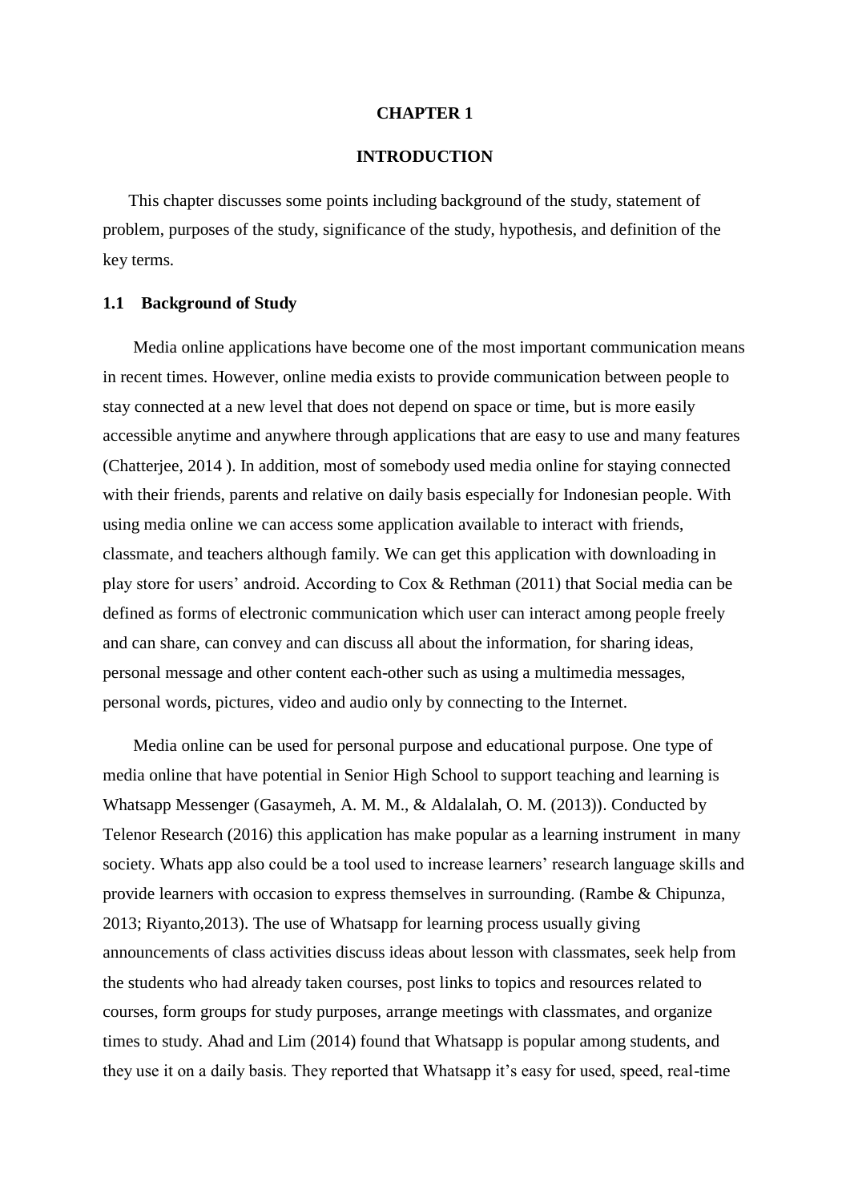# CHAPTER 1

# INTRODUCTION

This chapter discusses some points including background of the study, statement of problem, purposes of the study, significance of the study, hypothesis, and definition of the key terms.

## 1.1 Background of Study

Media online applications have become one of the most important communication means in recent times. However, online media exists to provide communication between people to stay connected at a new level that does not depend on space or time, but is more easily accessible anytime and anywhere through applications that are easy to use and many features (Chatterjee, 2014 ). In addition, most of somebody used media online for staying connected with their friends, parents and relative on daily basis especially for Indonesian people. With using media online we can access some application available to interact with friends, classmate, and teachers although family. We can get this application with downloading in play store for users' android. According to Cox & Rethman (2011) that Social media can be defined as forms of electronic communication which user can interact among people freely and can share, can convey and can discuss all about the information, for sharing ideas, personal message and other content each-other such as using a multimedia messages, personal words, pictures, video and audio only by connecting to the Internet.

Media online can be used for personal purpose and educational purpose. One type of media online that have potential in Senior High School to support teaching and learning is Whatsapp Messenger (Gasaymeh, A. M. M., & Aldalalah, O. M. (2013)). Conducted by Telenor Research (2016) this application has make popular as a learning instrument in many society. Whats app also could be a tool used to increase learners' research language skills and provide learners with occasion to express themselves in surrounding. (Rambe & Chipunza, 2013; Riyanto,2013). The use of Whatsapp for learning process usually giving announcements of class activities discuss ideas about lesson with classmates, seek help from the students who had already taken courses, post links to topics and resources related to courses, form groups for study purposes, arrange meetings with classmates, and organize times to study. Ahad and Lim (2014) found that Whatsapp is popular among students, and they use it on a daily basis. They reported that Whatsapp it's easy for used, speed, real-time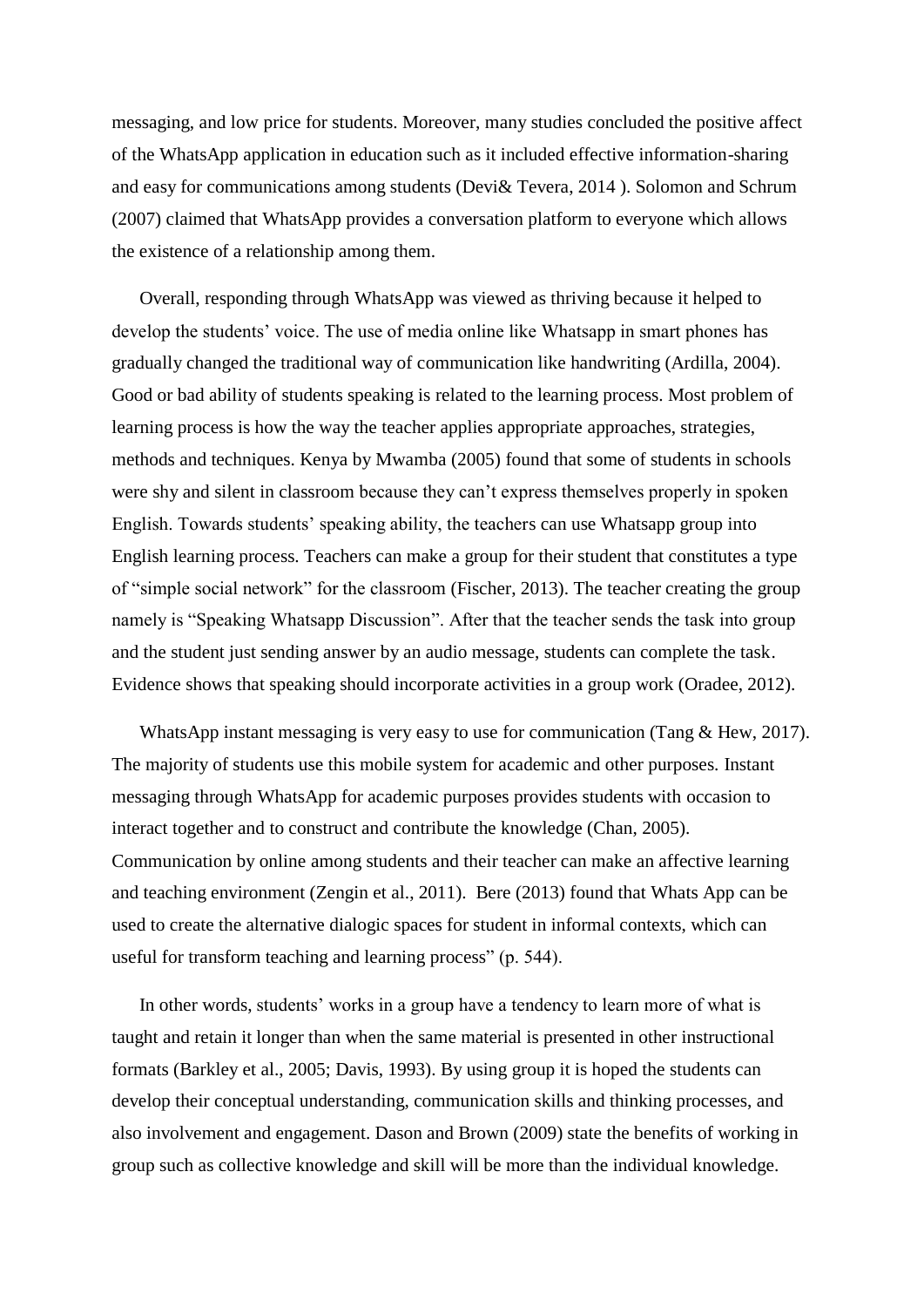messaging, and low price for students. Moreover, many studies concluded the positive affect of the WhatsApp application in education such as it included effective information-sharing and easy for communications among students (Devi& Tevera, 2014 ). Solomon and Schrum (2007) claimed that WhatsApp provides a conversation platform to everyone which allows the existence of a relationship among them.

Overall, responding through WhatsApp was viewed as thriving because it helped to develop the students' voice. The use of media online like Whatsapp in smart phones has gradually changed the traditional way of communication like handwriting (Ardilla, 2004). Good or bad ability of students speaking is related to the learning process. Most problem of learning process is how the way the teacher applies appropriate approaches, strategies, methods and techniques. Kenya by Mwamba (2005) found that some of students in schools were shy and silent in classroom because they can't express themselves properly in spoken English. Towards students' speaking ability, the teachers can use Whatsapp group into English learning process. Teachers can make a group for their student that constitutes a type of "simple social network" for the classroom (Fischer, 2013). The teacher creating the group namely is "Speaking Whatsapp Discussion". After that the teacher sends the task into group and the student just sending answer by an audio message, students can complete the task. Evidence shows that speaking should incorporate activities in a group work (Oradee, 2012).

WhatsApp instant messaging is very easy to use for communication (Tang & Hew, 2017). The majority of students use this mobile system for academic and other purposes. Instant messaging through WhatsApp for academic purposes provides students with occasion to interact together and to construct and contribute the knowledge (Chan, 2005). Communication by online among students and their teacher can make an affective learning and teaching environment (Zengin et al., 2011). Bere (2013) found that Whats App can be used to create the alternative dialogic spaces for student in informal contexts, which can useful for transform teaching and learning process" (p. 544).

In other words, students' works in a group have a tendency to learn more of what is taught and retain it longer than when the same material is presented in other instructional formats (Barkley et al., 2005; Davis, 1993). By using group it is hoped the students can develop their conceptual understanding, communication skills and thinking processes, and also involvement and engagement. Dason and Brown (2009) state the benefits of working in group such as collective knowledge and skill will be more than the individual knowledge.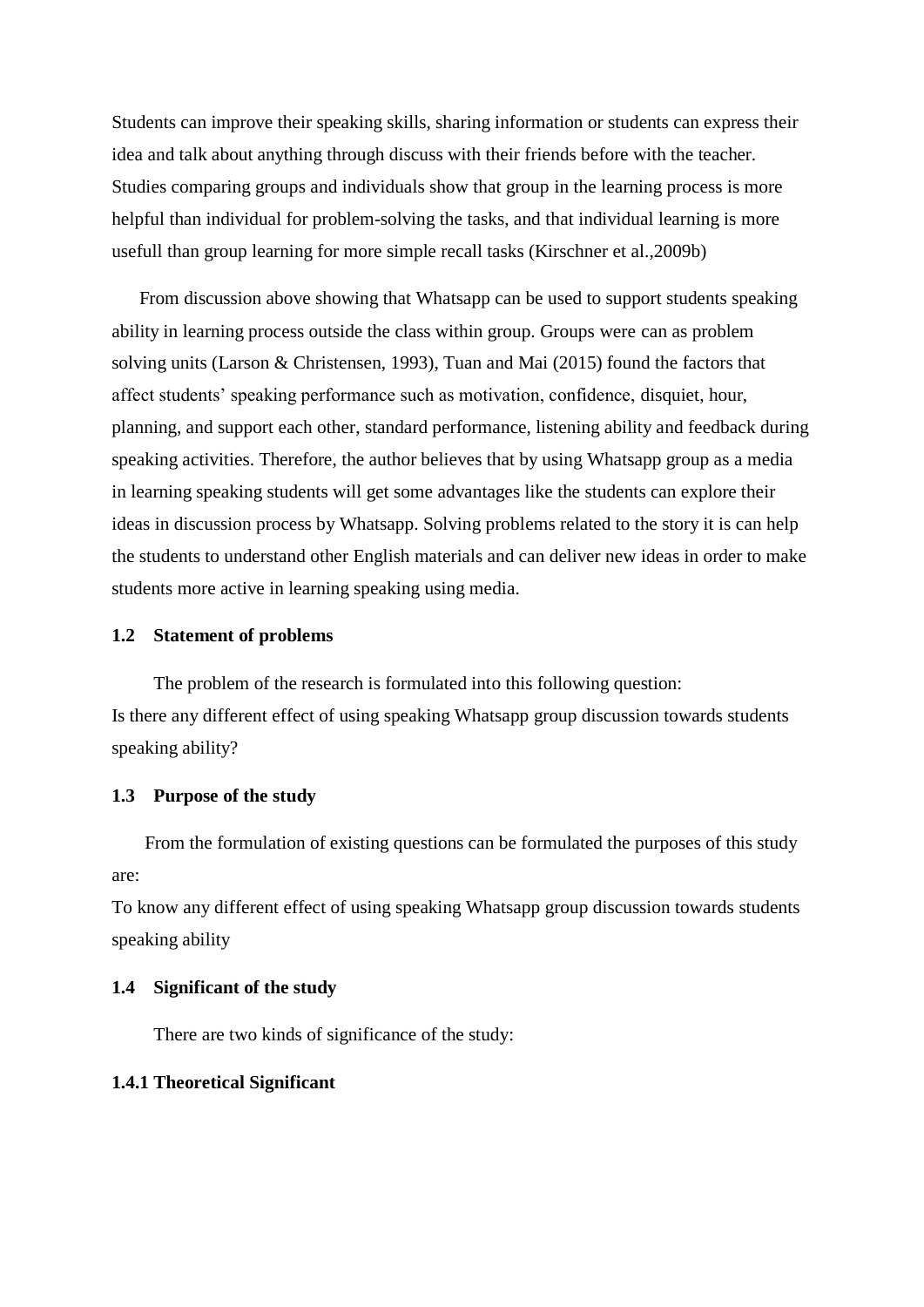Students can improve their speaking skills, sharing information or students can express their idea and talk about anything through discuss with their friends before with the teacher. Studies comparing groups and individuals show that group in the learning process is more helpful than individual for problem-solving the tasks, and that individual learning is more usefull than group learning for more simple recall tasks (Kirschner et al.,2009b)

From discussion above showing that Whatsapp can be used to support students speaking ability in learning process outside the class within group. Groups were can as problem solving units (Larson & Christensen, 1993), Tuan and Mai (2015) found the factors that affect students' speaking performance such as motivation, confidence, disquiet, hour, planning, and support each other, standard performance, listening ability and feedback during speaking activities. Therefore, the author believes that by using Whatsapp group as a media in learning speaking students will get some advantages like the students can explore their ideas in discussion process by Whatsapp. Solving problems related to the story it is can help the students to understand other English materials and can deliver new ideas in order to make students more active in learning speaking using media.

### 1.2 Statement of problems

The problem of the research is formulated into this following question:
Is there any different effect of using speaking Whatsapp group discussion towards students speaking ability?

### 1.3 Purpose of the study

From the formulation of existing questions can be formulated the purposes of this study are:
To know any different effect of using speaking Whatsapp group discussion towards students speaking ability

### 1.4 Significant of the study

There are two kinds of significance of the study:

#### 1.4.1 Theoretical Significant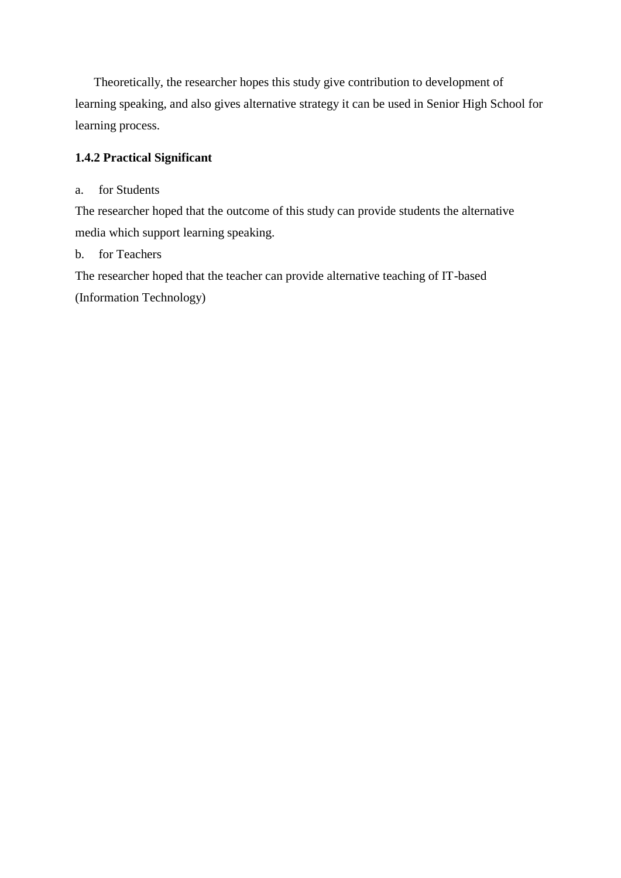Theoretically, the researcher hopes this study give contribution to development of learning speaking, and also gives alternative strategy it can be used in Senior High School for learning process.

### 1.4.2 Practical Significant

a. for Students

The researcher hoped that the outcome of this study can provide students the alternative media which support learning speaking.

b. for Teachers

The researcher hoped that the teacher can provide alternative teaching of IT-based (Information Technology)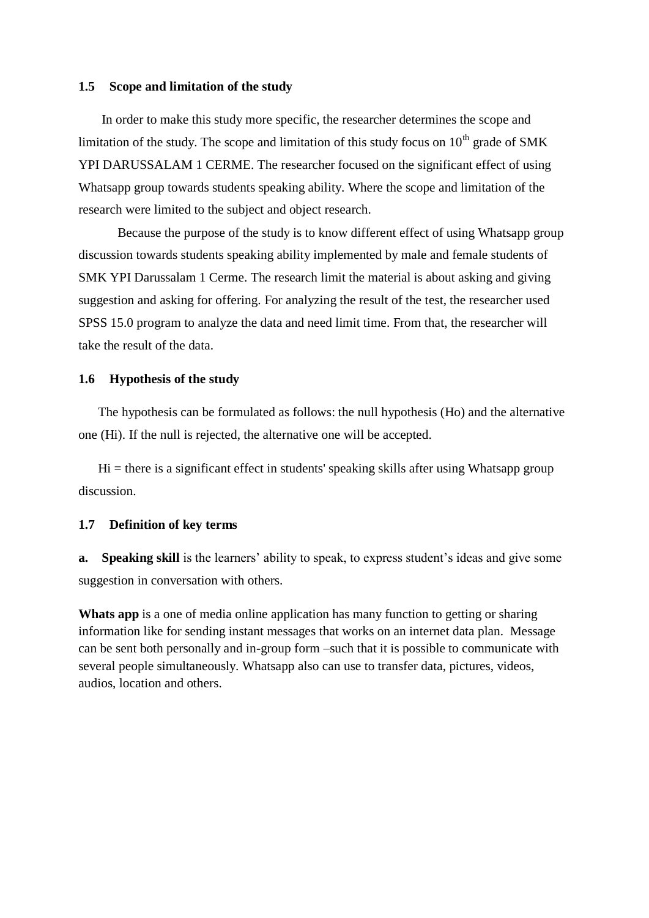### 1.5 Scope and limitation of the study

In order to make this study more specific, the researcher determines the scope and limitation of the study. The scope and limitation of this study focus on $10^{th}$ grade of SMK YPI DARUSSALAM 1 CERME. The researcher focused on the significant effect of using Whatsapp group towards students speaking ability. Where the scope and limitation of the research were limited to the subject and object research.

Because the purpose of the study is to know different effect of using Whatsapp group discussion towards students speaking ability implemented by male and female students of SMK YPI Darussalam 1 Cerme. The research limit the material is about asking and giving suggestion and asking for offering. For analyzing the result of the test, the researcher used SPSS 15.0 program to analyze the data and need limit time. From that, the researcher will take the result of the data.

### 1.6 Hypothesis of the study

The hypothesis can be formulated as follows: the null hypothesis (Ho) and the alternative one (Hi). If the null is rejected, the alternative one will be accepted.

Hi = there is a significant effect in students' speaking skills after using Whatsapp group discussion.

### 1.7 Definition of key terms

**a. Speaking skill** is the learners' ability to speak, to express student's ideas and give some suggestion in conversation with others.

**Whats app** is a one of media online application has many function to getting or sharing information like for sending instant messages that works on an internet data plan. Message can be sent both personally and in-group form –such that it is possible to communicate with several people simultaneously. Whatsapp also can use to transfer data, pictures, videos, audios, location and others.